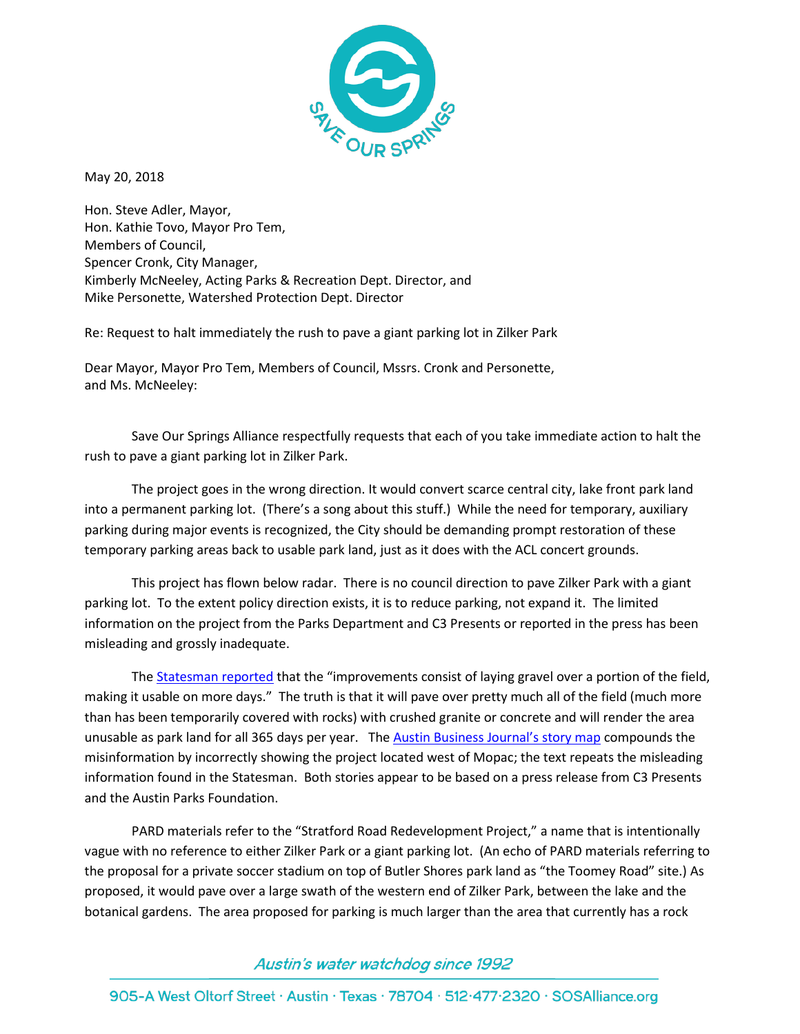SAVE OUR SPRINGS

May 20, 2018

Hon. Steve Adler, Mayor,  
Hon. Kathie Tovo, Mayor Pro Tem,  
Members of Council,  
Spencer Cronk, City Manager,  
Kimberly McNeeley, Acting Parks & Recreation Dept. Director, and  
Mike Personette, Watershed Protection Dept. Director

Re: Request to halt immediately the rush to pave a giant parking lot in Zilker Park

Dear Mayor, Mayor Pro Tem, Members of Council, Mssrs. Cronk and Personette, and Ms. McNeeley:

Save Our Springs Alliance respectfully requests that each of you take immediate action to halt the rush to pave a giant parking lot in Zilker Park.

The project goes in the wrong direction. It would convert scarce central city, lake front park land into a permanent parking lot. (There's a song about this stuff.) While the need for temporary, auxiliary parking during major events is recognized, the City should be demanding prompt restoration of these temporary parking areas back to usable park land, just as it does with the ACL concert grounds.

This project has flown below radar. There is no council direction to pave Zilker Park with a giant parking lot. To the extent policy direction exists, it is to reduce parking, not expand it. The limited information on the project from the Parks Department and C3 Presents or reported in the press has been misleading and grossly inadequate.

The Statesman reported that the "improvements consist of laying gravel over a portion of the field, making it usable on more days." The truth is that it will pave over pretty much all of the field (much more than has been temporarily covered with rocks) with crushed granite or concrete and will render the area unusable as park land for all 365 days per year. The Austin Business Journal's story map compounds the misinformation by incorrectly showing the project located west of Mopac; the text repeats the misleading information found in the Statesman. Both stories appear to be based on a press release from C3 Presents and the Austin Parks Foundation.

PARD materials refer to the "Stratford Road Redevelopment Project," a name that is intentionally vague with no reference to either Zilker Park or a giant parking lot. (An echo of PARD materials referring to the proposal for a private soccer stadium on top of Butler Shores park land as "the Toomey Road" site.) As proposed, it would pave over a large swath of the western end of Zilker Park, between the lake and the botanical gardens. The area proposed for parking is much larger than the area that currently has a rock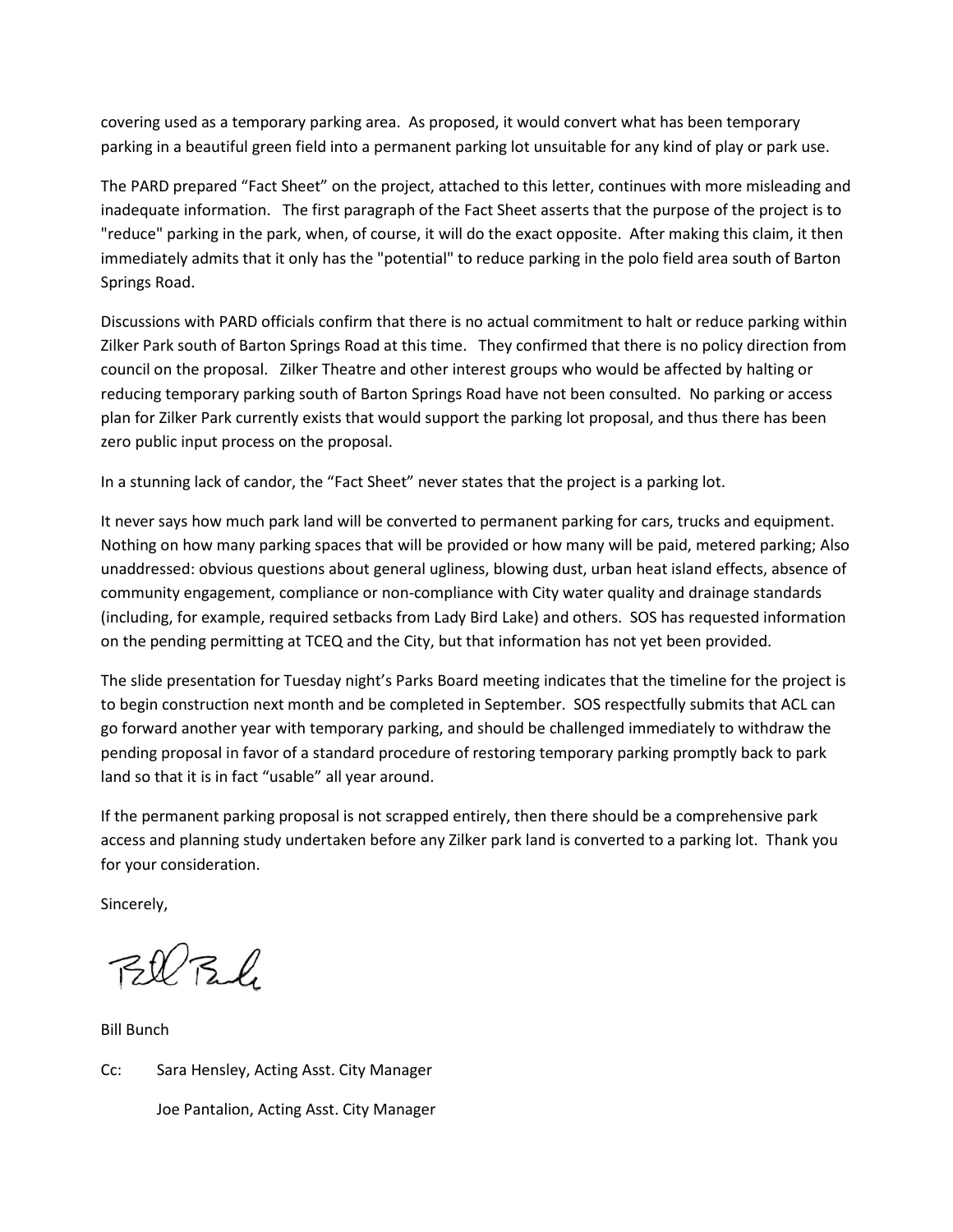covering used as a temporary parking area. As proposed, it would convert what has been temporary parking in a beautiful green field into a permanent parking lot unsuitable for any kind of play or park use.

The PARD prepared "Fact Sheet" on the project, attached to this letter, continues with more misleading and inadequate information. The first paragraph of the Fact Sheet asserts that the purpose of the project is to "reduce" parking in the park, when, of course, it will do the exact opposite. After making this claim, it then immediately admits that it only has the "potential" to reduce parking in the polo field area south of Barton Springs Road.

Discussions with PARD officials confirm that there is no actual commitment to halt or reduce parking within Zilker Park south of Barton Springs Road at this time. They confirmed that there is no policy direction from council on the proposal. Zilker Theatre and other interest groups who would be affected by halting or reducing temporary parking south of Barton Springs Road have not been consulted. No parking or access plan for Zilker Park currently exists that would support the parking lot proposal, and thus there has been zero public input process on the proposal.

In a stunning lack of candor, the "Fact Sheet" never states that the project is a parking lot.

It never says how much park land will be converted to permanent parking for cars, trucks and equipment. Nothing on how many parking spaces that will be provided or how many will be paid, metered parking; Also unaddressed: obvious questions about general ugliness, blowing dust, urban heat island effects, absence of community engagement, compliance or non-compliance with City water quality and drainage standards (including, for example, required setbacks from Lady Bird Lake) and others. SOS has requested information on the pending permitting at TCEQ and the City, but that information has not yet been provided.

The slide presentation for Tuesday night's Parks Board meeting indicates that the timeline for the project is to begin construction next month and be completed in September. SOS respectfully submits that ACL can go forward another year with temporary parking, and should be challenged immediately to withdraw the pending proposal in favor of a standard procedure of restoring temporary parking promptly back to park land so that it is in fact "usable" all year around.

If the permanent parking proposal is not scrapped entirely, then there should be a comprehensive park access and planning study undertaken before any Zilker park land is converted to a parking lot. Thank you for your consideration.

Sincerely,

Bill Bunch

Cc: Sara Hensley, Acting Asst. City Manager

Joe Pantalion, Acting Asst. City Manager